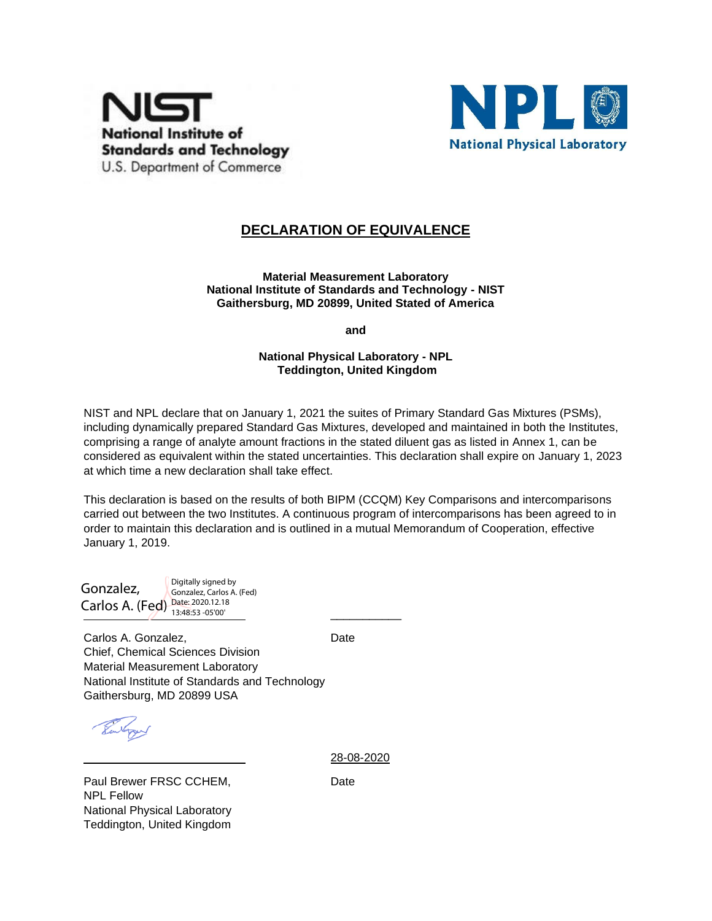NIST
National Institute of Standards and Technology
U.S. Department of Commerce

NPL
National Physical Laboratory

# DECLARATION OF EQUIVALENCE

**Material Measurement Laboratory**
**National Institute of Standards and Technology - NIST**
**Gaithersburg, MD 20899, United Stated of America**

**and**

**National Physical Laboratory - NPL**
**Teddington, United Kingdom**

NIST and NPL declare that on January 1, 2021 the suites of Primary Standard Gas Mixtures (PSMs), including dynamically prepared Standard Gas Mixtures, developed and maintained in both the Institutes, comprising a range of analyte amount fractions in the stated diluent gas as listed in Annex 1, can be considered as equivalent within the stated uncertainties. This declaration shall expire on January 1, 2023 at which time a new declaration shall take effect.

This declaration is based on the results of both BIPM (CCQM) Key Comparisons and intercomparisons carried out between the two Institutes. A continuous program of intercomparisons has been agreed to in order to maintain this declaration and is outlined in a mutual Memorandum of Cooperation, effective January 1, 2019.

Gonzalez, Carlos A. (Fed) — Digitally signed by Gonzalez, Carlos A. (Fed) Date: 2020.12.18 13:48:53 -05'00'

Carlos A. Gonzalez,
Chief, Chemical Sciences Division
Material Measurement Laboratory
National Institute of Standards and Technology
Gaithersburg, MD 20899 USA

Date

28-08-2020

Paul Brewer FRSC CCHEM,
NPL Fellow
National Physical Laboratory
Teddington, United Kingdom

Date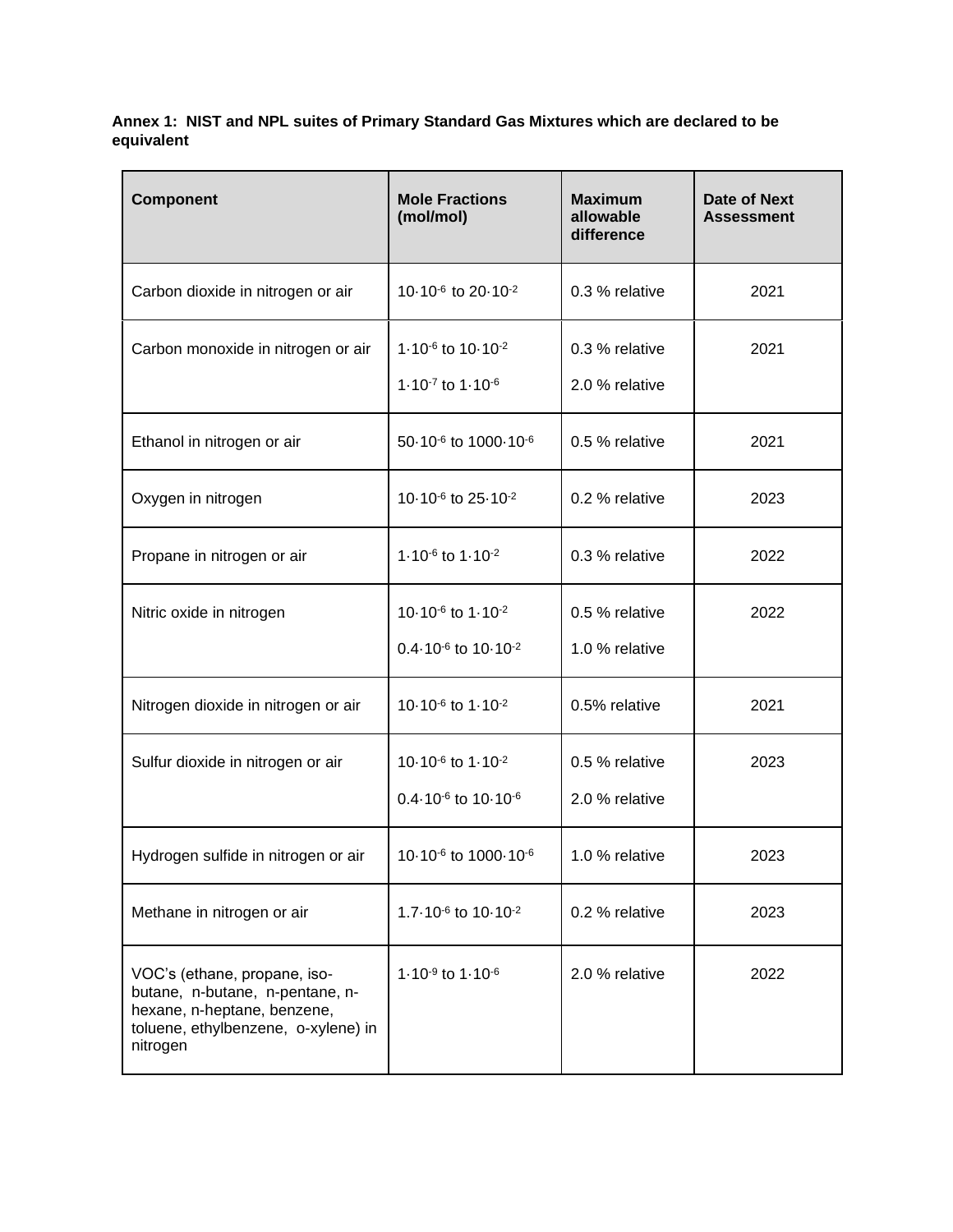**Annex 1: NIST and NPL suites of Primary Standard Gas Mixtures which are declared to be equivalent**

| Component | Mole Fractions (mol/mol) | Maximum allowable difference | Date of Next Assessment |
|---|---|---|---|
| Carbon dioxide in nitrogen or air | $10 \cdot 10^{-6}$ to $20 \cdot 10^{-2}$ | 0.3 % relative | 2021 |
| Carbon monoxide in nitrogen or air | $1 \cdot 10^{-6}$ to $10 \cdot 10^{-2}$<br>$1 \cdot 10^{-7}$ to $1 \cdot 10^{-6}$ | 0.3 % relative<br>2.0 % relative | 2021 |
| Ethanol in nitrogen or air | $50 \cdot 10^{-6}$ to $1000 \cdot 10^{-6}$ | 0.5 % relative | 2021 |
| Oxygen in nitrogen | $10 \cdot 10^{-6}$ to $25 \cdot 10^{-2}$ | 0.2 % relative | 2023 |
| Propane in nitrogen or air | $1 \cdot 10^{-6}$ to $1 \cdot 10^{-2}$ | 0.3 % relative | 2022 |
| Nitric oxide in nitrogen | $10 \cdot 10^{-6}$ to $1 \cdot 10^{-2}$<br>$0.4 \cdot 10^{-6}$ to $10 \cdot 10^{-2}$ | 0.5 % relative<br>1.0 % relative | 2022 |
| Nitrogen dioxide in nitrogen or air | $10 \cdot 10^{-6}$ to $1 \cdot 10^{-2}$ | 0.5% relative | 2021 |
| Sulfur dioxide in nitrogen or air | $10 \cdot 10^{-6}$ to $1 \cdot 10^{-2}$<br>$0.4 \cdot 10^{-6}$ to $10 \cdot 10^{-6}$ | 0.5 % relative<br>2.0 % relative | 2023 |
| Hydrogen sulfide in nitrogen or air | $10 \cdot 10^{-6}$ to $1000 \cdot 10^{-6}$ | 1.0 % relative | 2023 |
| Methane in nitrogen or air | $1.7 \cdot 10^{-6}$ to $10 \cdot 10^{-2}$ | 0.2 % relative | 2023 |
| VOC's (ethane, propane, iso-butane, n-butane, n-pentane, n-hexane, n-heptane, benzene, toluene, ethylbenzene, o-xylene) in nitrogen | $1 \cdot 10^{-9}$ to $1 \cdot 10^{-6}$ | 2.0 % relative | 2022 |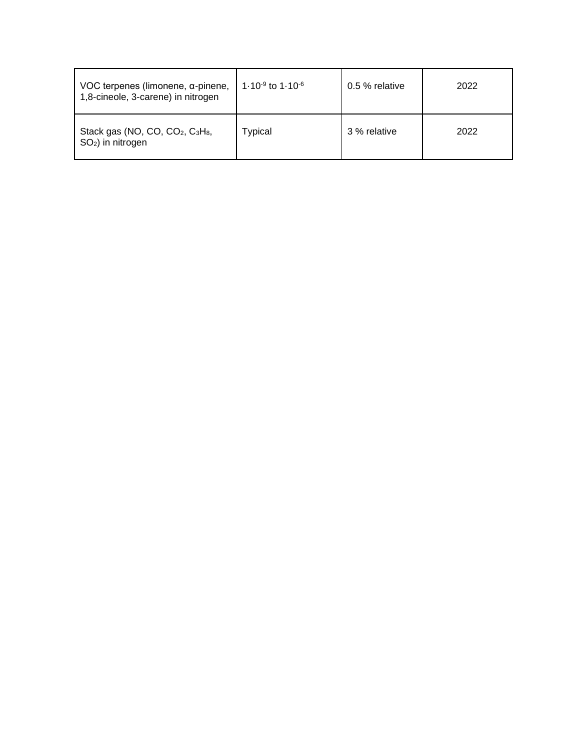| | | | |
|---|---|---|---|
| VOC terpenes (limonene, α-pinene, 1,8-cineole, 3-carene) in nitrogen | $1 \cdot 10^{-9}$ to $1 \cdot 10^{-6}$ | 0.5 % relative | 2022 |
| Stack gas (NO, CO, $CO_2$, $C_3H_8$, $SO_2$) in nitrogen | Typical | 3 % relative | 2022 |